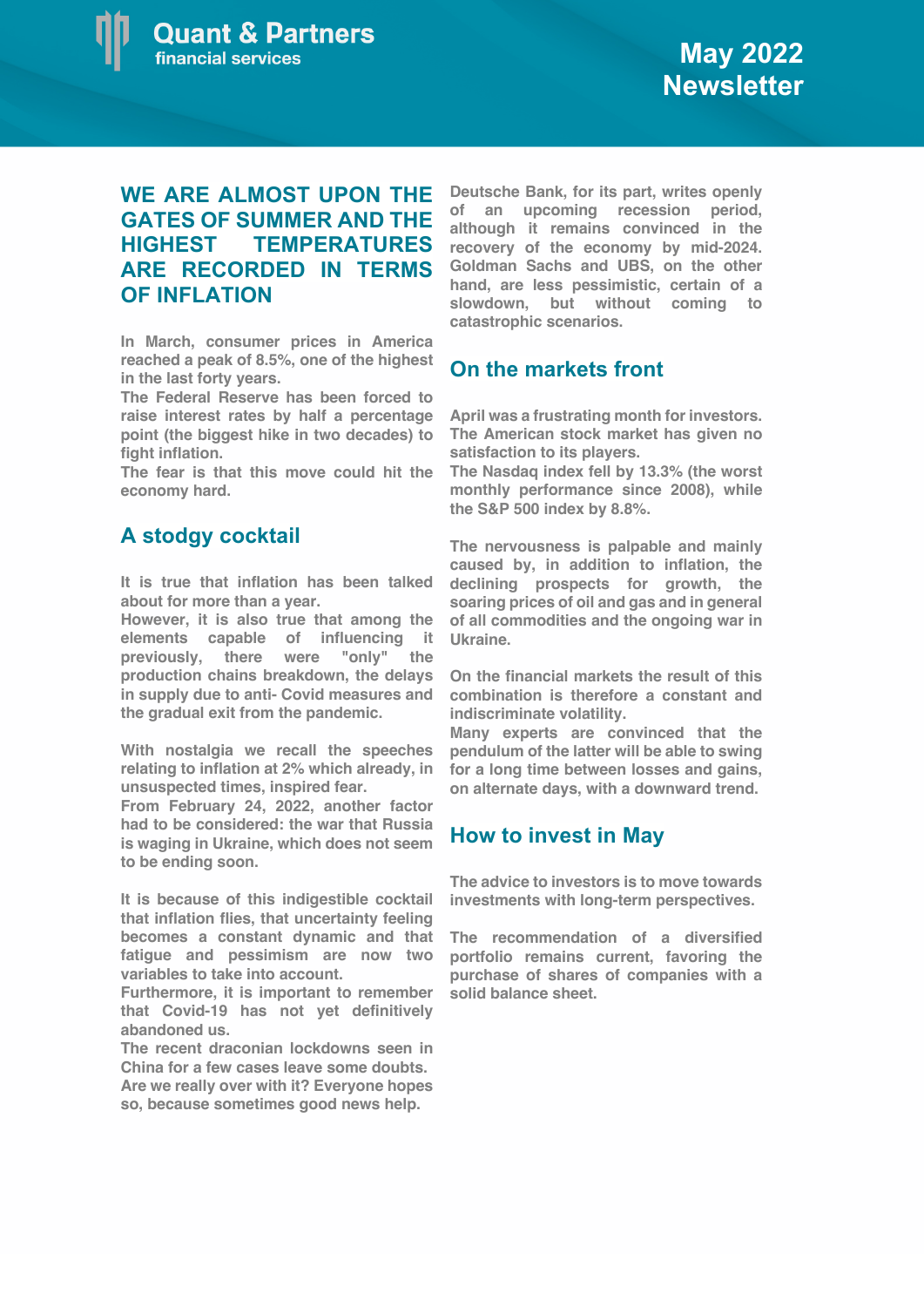Quant & Partners
financial services

May 2022 Newsletter

# WE ARE ALMOST UPON THE GATES OF SUMMER AND THE HIGHEST TEMPERATURES ARE RECORDED IN TERMS OF INFLATION

In March, consumer prices in America reached a peak of 8.5%, one of the highest in the last forty years.
The Federal Reserve has been forced to raise interest rates by half a percentage point (the biggest hike in two decades) to fight inflation.
The fear is that this move could hit the economy hard.

## A stodgy cocktail

It is true that inflation has been talked about for more than a year.
However, it is also true that among the elements capable of influencing it previously, there were "only" the production chains breakdown, the delays in supply due to anti- Covid measures and the gradual exit from the pandemic.

With nostalgia we recall the speeches relating to inflation at 2% which already, in unsuspected times, inspired fear.
From February 24, 2022, another factor had to be considered: the war that Russia is waging in Ukraine, which does not seem to be ending soon.

It is because of this indigestible cocktail that inflation flies, that uncertainty feeling becomes a constant dynamic and that fatigue and pessimism are now two variables to take into account.
Furthermore, it is important to remember that Covid-19 has not yet definitively abandoned us.
The recent draconian lockdowns seen in China for a few cases leave some doubts.
Are we really over with it? Everyone hopes so, because sometimes good news help.

Deutsche Bank, for its part, writes openly of an upcoming recession period, although it remains convinced in the recovery of the economy by mid-2024. Goldman Sachs and UBS, on the other hand, are less pessimistic, certain of a slowdown, but without coming to catastrophic scenarios.

## On the markets front

April was a frustrating month for investors. The American stock market has given no satisfaction to its players.
The Nasdaq index fell by 13.3% (the worst monthly performance since 2008), while the S&P 500 index by 8.8%.

The nervousness is palpable and mainly caused by, in addition to inflation, the declining prospects for growth, the soaring prices of oil and gas and in general of all commodities and the ongoing war in Ukraine.

On the financial markets the result of this combination is therefore a constant and indiscriminate volatility.
Many experts are convinced that the pendulum of the latter will be able to swing for a long time between losses and gains, on alternate days, with a downward trend.

## How to invest in May

The advice to investors is to move towards investments with long-term perspectives.

The recommendation of a diversified portfolio remains current, favoring the purchase of shares of companies with a solid balance sheet.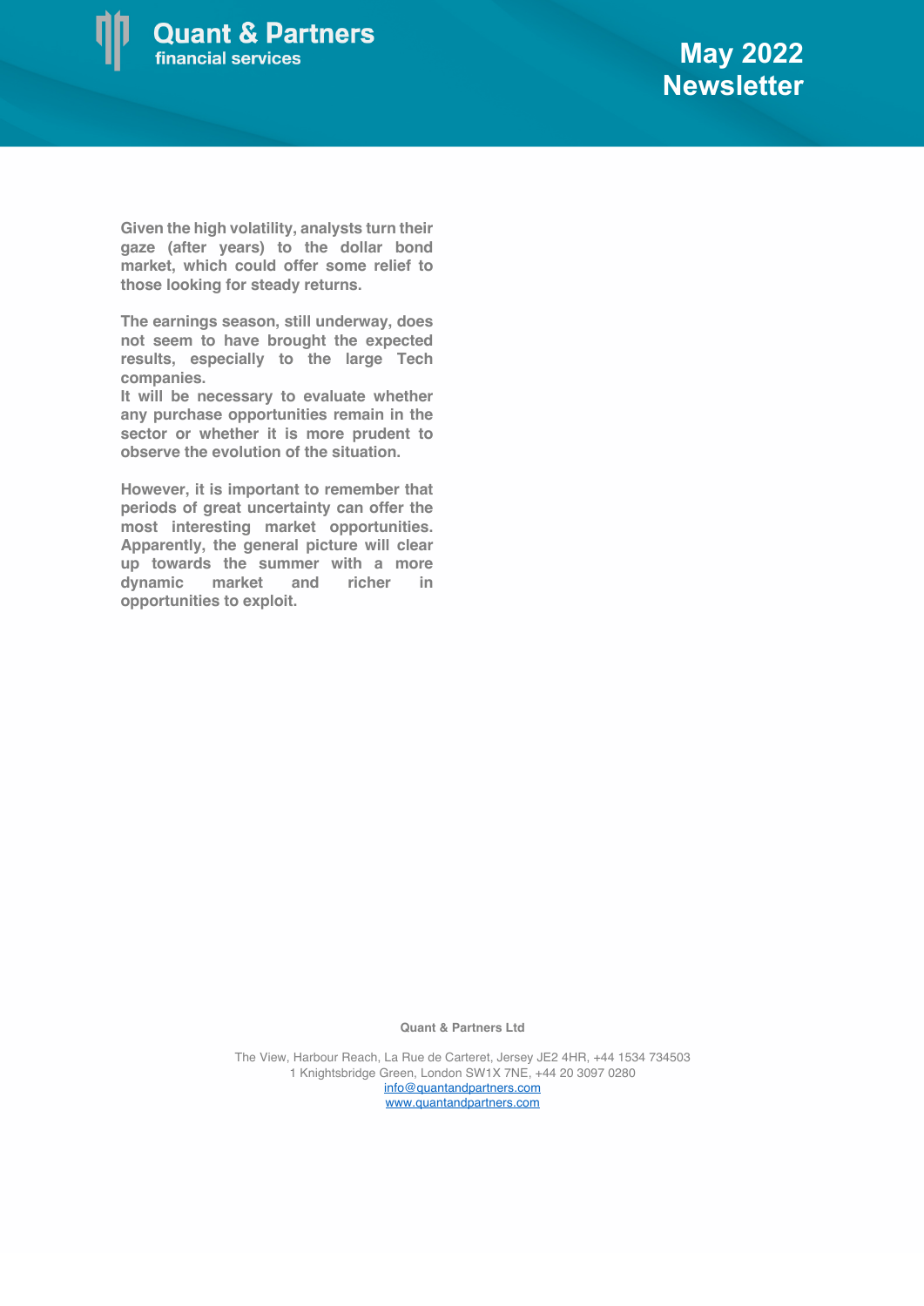**Given the high volatility, analysts turn their gaze (after years) to the dollar bond market, which could offer some relief to those looking for steady returns.**

**The earnings season, still underway, does not seem to have brought the expected results, especially to the large Tech companies.**
**It will be necessary to evaluate whether any purchase opportunities remain in the sector or whether it is more prudent to observe the evolution of the situation.**

**However, it is important to remember that periods of great uncertainty can offer the most interesting market opportunities. Apparently, the general picture will clear up towards the summer with a more dynamic market and richer in opportunities to exploit.**

**Quant & Partners Ltd**

The View, Harbour Reach, La Rue de Carteret, Jersey JE2 4HR, +44 1534 734503
1 Knightsbridge Green, London SW1X 7NE, +44 20 3097 0280
info@quantandpartners.com
www.quantandpartners.com